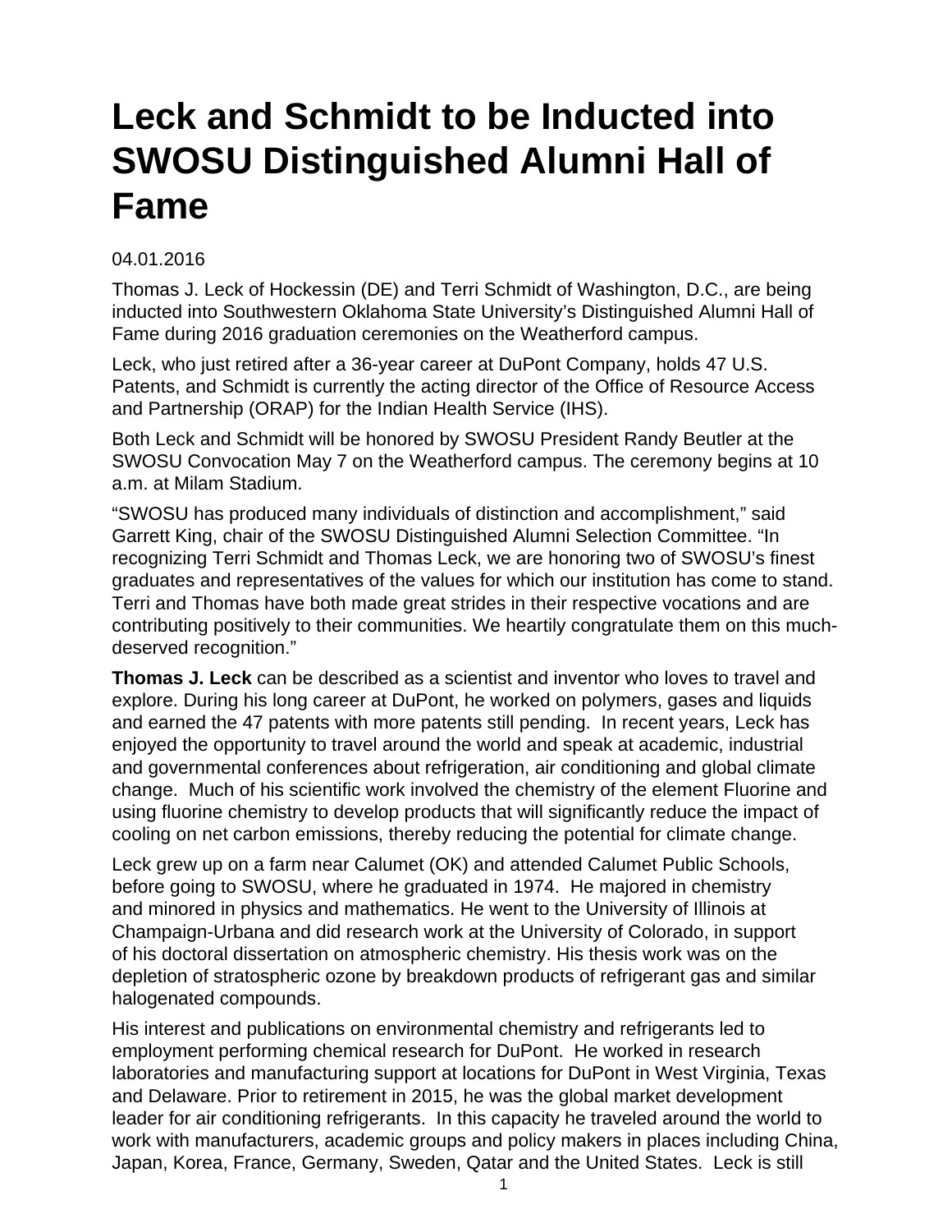# Leck and Schmidt to be Inducted into SWOSU Distinguished Alumni Hall of Fame

04.01.2016

Thomas J. Leck of Hockessin (DE) and Terri Schmidt of Washington, D.C., are being inducted into Southwestern Oklahoma State University's Distinguished Alumni Hall of Fame during 2016 graduation ceremonies on the Weatherford campus.

Leck, who just retired after a 36-year career at DuPont Company, holds 47 U.S. Patents, and Schmidt is currently the acting director of the Office of Resource Access and Partnership (ORAP) for the Indian Health Service (IHS).

Both Leck and Schmidt will be honored by SWOSU President Randy Beutler at the SWOSU Convocation May 7 on the Weatherford campus. The ceremony begins at 10 a.m. at Milam Stadium.

"SWOSU has produced many individuals of distinction and accomplishment," said Garrett King, chair of the SWOSU Distinguished Alumni Selection Committee. "In recognizing Terri Schmidt and Thomas Leck, we are honoring two of SWOSU's finest graduates and representatives of the values for which our institution has come to stand. Terri and Thomas have both made great strides in their respective vocations and are contributing positively to their communities. We heartily congratulate them on this much-deserved recognition."

**Thomas J. Leck** can be described as a scientist and inventor who loves to travel and explore. During his long career at DuPont, he worked on polymers, gases and liquids and earned the 47 patents with more patents still pending. In recent years, Leck has enjoyed the opportunity to travel around the world and speak at academic, industrial and governmental conferences about refrigeration, air conditioning and global climate change. Much of his scientific work involved the chemistry of the element Fluorine and using fluorine chemistry to develop products that will significantly reduce the impact of cooling on net carbon emissions, thereby reducing the potential for climate change.

Leck grew up on a farm near Calumet (OK) and attended Calumet Public Schools, before going to SWOSU, where he graduated in 1974. He majored in chemistry and minored in physics and mathematics. He went to the University of Illinois at Champaign-Urbana and did research work at the University of Colorado, in support of his doctoral dissertation on atmospheric chemistry. His thesis work was on the depletion of stratospheric ozone by breakdown products of refrigerant gas and similar halogenated compounds.

His interest and publications on environmental chemistry and refrigerants led to employment performing chemical research for DuPont. He worked in research laboratories and manufacturing support at locations for DuPont in West Virginia, Texas and Delaware. Prior to retirement in 2015, he was the global market development leader for air conditioning refrigerants. In this capacity he traveled around the world to work with manufacturers, academic groups and policy makers in places including China, Japan, Korea, France, Germany, Sweden, Qatar and the United States. Leck is still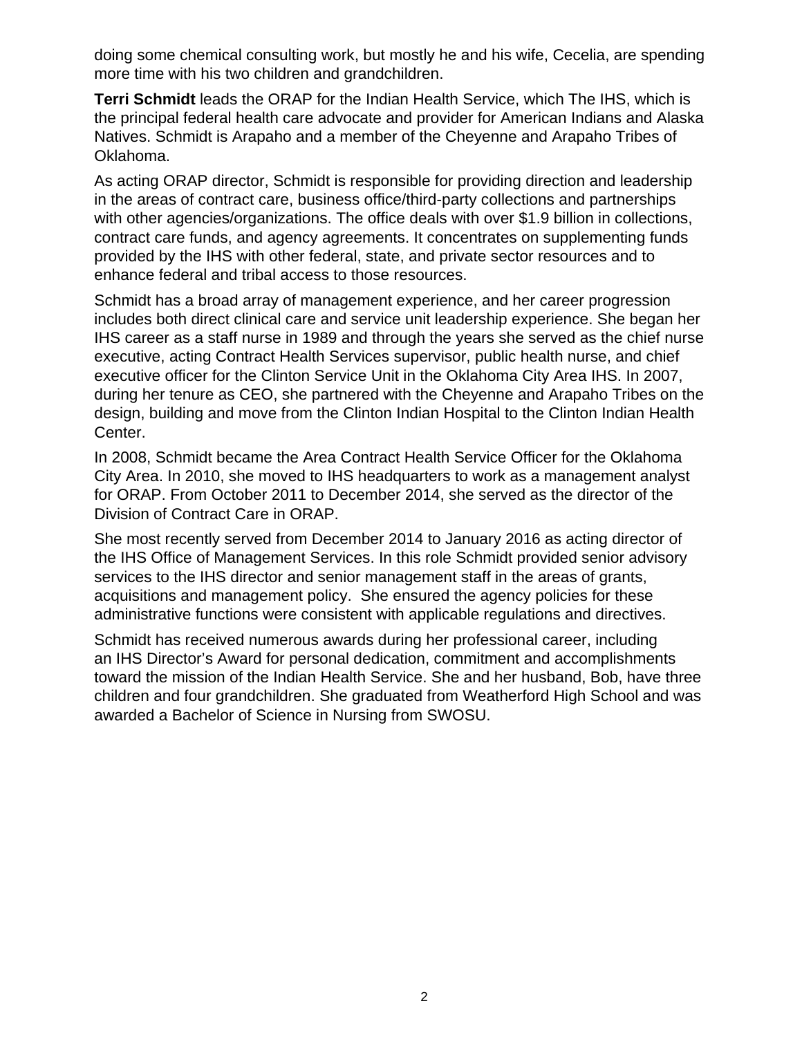doing some chemical consulting work, but mostly he and his wife, Cecelia, are spending more time with his two children and grandchildren.

**Terri Schmidt** leads the ORAP for the Indian Health Service, which The IHS, which is the principal federal health care advocate and provider for American Indians and Alaska Natives. Schmidt is Arapaho and a member of the Cheyenne and Arapaho Tribes of Oklahoma.

As acting ORAP director, Schmidt is responsible for providing direction and leadership in the areas of contract care, business office/third-party collections and partnerships with other agencies/organizations. The office deals with over $1.9 billion in collections, contract care funds, and agency agreements. It concentrates on supplementing funds provided by the IHS with other federal, state, and private sector resources and to enhance federal and tribal access to those resources.

Schmidt has a broad array of management experience, and her career progression includes both direct clinical care and service unit leadership experience. She began her IHS career as a staff nurse in 1989 and through the years she served as the chief nurse executive, acting Contract Health Services supervisor, public health nurse, and chief executive officer for the Clinton Service Unit in the Oklahoma City Area IHS. In 2007, during her tenure as CEO, she partnered with the Cheyenne and Arapaho Tribes on the design, building and move from the Clinton Indian Hospital to the Clinton Indian Health Center.

In 2008, Schmidt became the Area Contract Health Service Officer for the Oklahoma City Area. In 2010, she moved to IHS headquarters to work as a management analyst for ORAP. From October 2011 to December 2014, she served as the director of the Division of Contract Care in ORAP.

She most recently served from December 2014 to January 2016 as acting director of the IHS Office of Management Services. In this role Schmidt provided senior advisory services to the IHS director and senior management staff in the areas of grants, acquisitions and management policy. She ensured the agency policies for these administrative functions were consistent with applicable regulations and directives.

Schmidt has received numerous awards during her professional career, including an IHS Director's Award for personal dedication, commitment and accomplishments toward the mission of the Indian Health Service. She and her husband, Bob, have three children and four grandchildren. She graduated from Weatherford High School and was awarded a Bachelor of Science in Nursing from SWOSU.